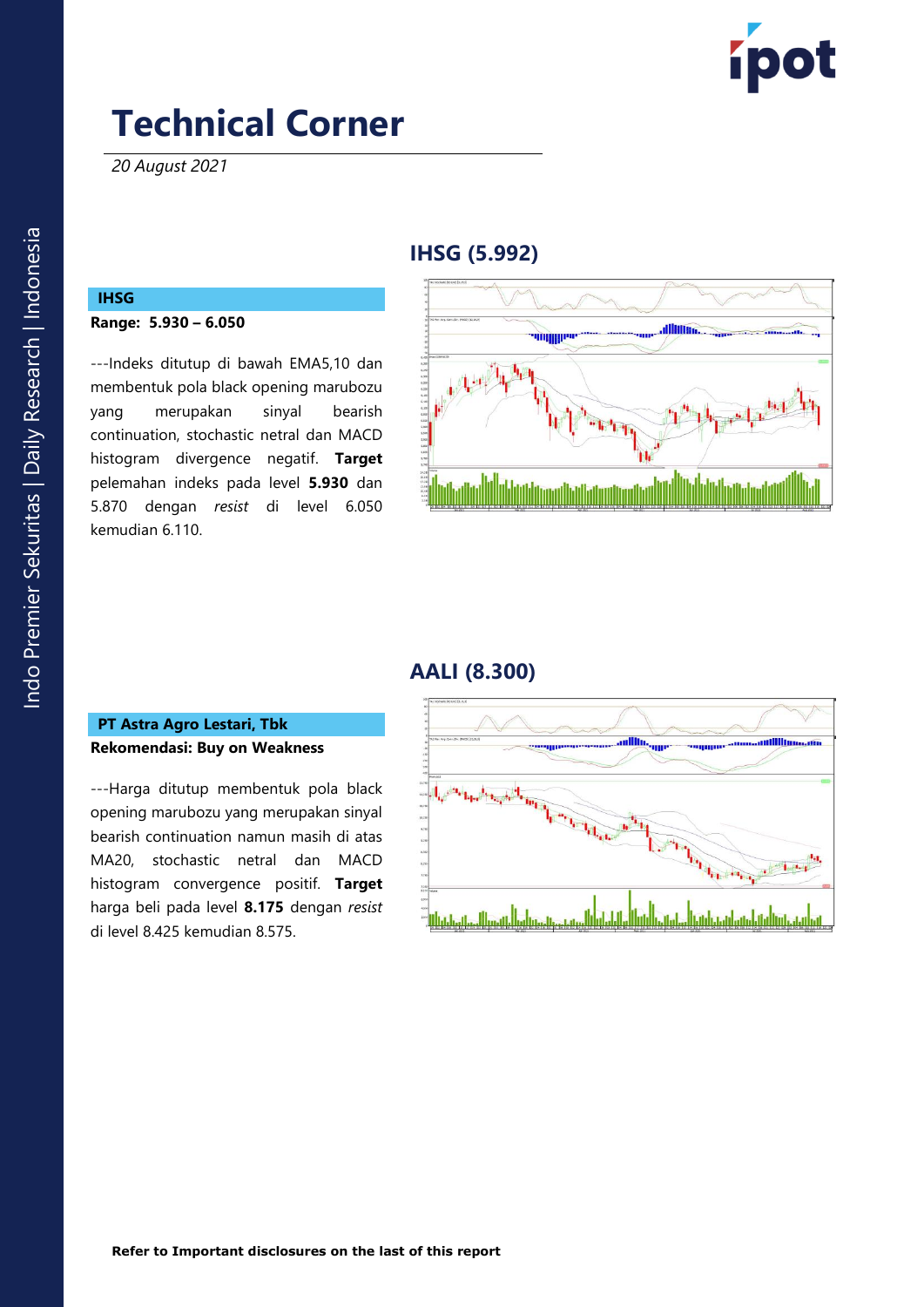# Technical Corner

*20 August 2021*

## IHSG (5.992)

### IHSG

**Range: 5.930 – 6.050**

---Indeks ditutup di bawah EMA5,10 dan membentuk pola black opening marubozu yang merupakan sinyal bearish continuation, stochastic netral dan MACD histogram divergence negatif. **Target** pelemahan indeks pada level **5.930** dan 5.870 dengan *resist* di level 6.050 kemudian 6.110.

## AALI (8.300)

### PT Astra Agro Lestari, Tbk

**Rekomendasi: Buy on Weakness**

---Harga ditutup membentuk pola black opening marubozu yang merupakan sinyal bearish continuation namun masih di atas MA20, stochastic netral dan MACD histogram convergence positif. **Target** harga beli pada level **8.175** dengan *resist* di level 8.425 kemudian 8.575.

**Refer to Important disclosures on the last of this report**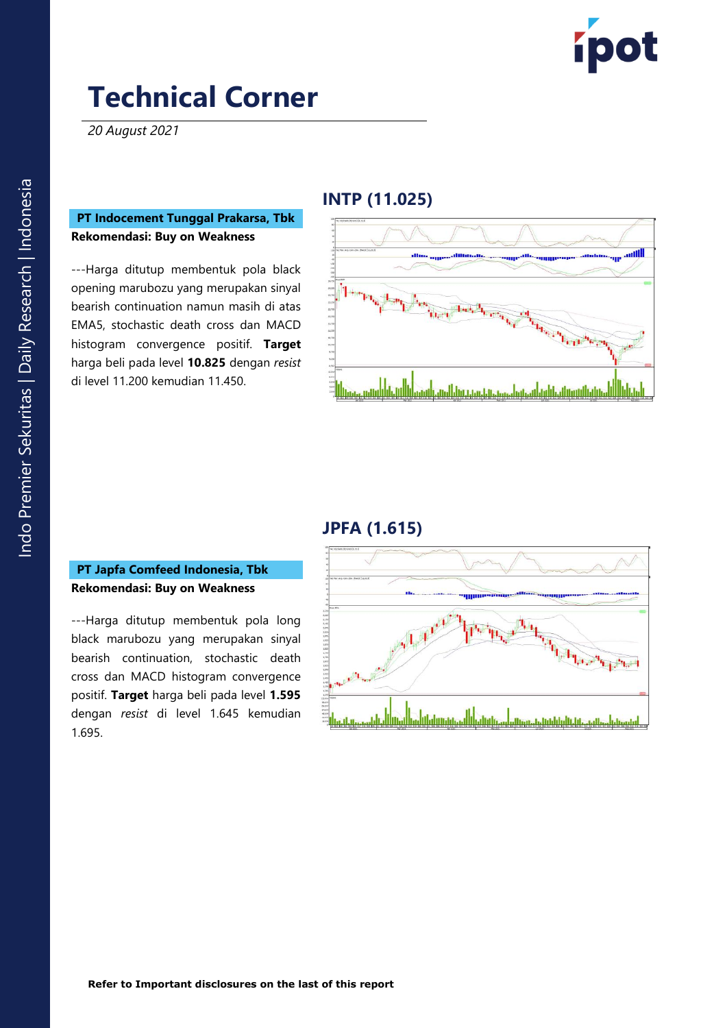# Technical Corner

*20 August 2021*

## INTP (11.025)

**PT Indocement Tunggal Prakarsa, Tbk**

**Rekomendasi: Buy on Weakness**

---Harga ditutup membentuk pola black opening marubozu yang merupakan sinyal bearish continuation namun masih di atas EMA5, stochastic death cross dan MACD histogram convergence positif. **Target** harga beli pada level **10.825** dengan *resist* di level 11.200 kemudian 11.450.

## JPFA (1.615)

**PT Japfa Comfeed Indonesia, Tbk**

**Rekomendasi: Buy on Weakness**

---Harga ditutup membentuk pola long black marubozu yang merupakan sinyal bearish continuation, stochastic death cross dan MACD histogram convergence positif. **Target** harga beli pada level **1.595** dengan *resist* di level 1.645 kemudian 1.695.

**Refer to Important disclosures on the last of this report**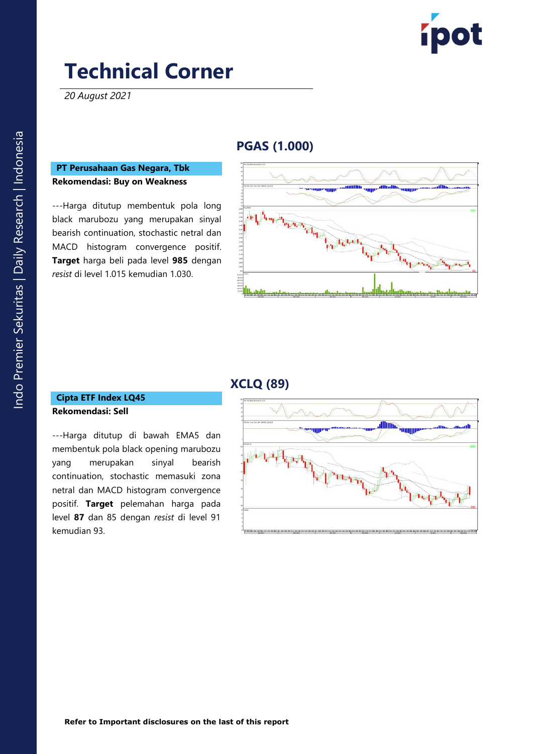# Technical Corner

*20 August 2021*

## PGAS (1.000)

**PT Perusahaan Gas Negara, Tbk**

**Rekomendasi: Buy on Weakness**

---Harga ditutup membentuk pola long black marubozu yang merupakan sinyal bearish continuation, stochastic netral dan MACD histogram convergence positif. **Target** harga beli pada level **985** dengan *resist* di level 1.015 kemudian 1.030.

## XCLQ (89)

**Cipta ETF Index LQ45**

**Rekomendasi: Sell**

---Harga ditutup di bawah EMA5 dan membentuk pola black opening marubozu yang merupakan sinyal bearish continuation, stochastic memasuki zona netral dan MACD histogram convergence positif. **Target** pelemahan harga pada level **87** dan 85 dengan *resist* di level 91 kemudian 93.

**Refer to Important disclosures on the last of this report**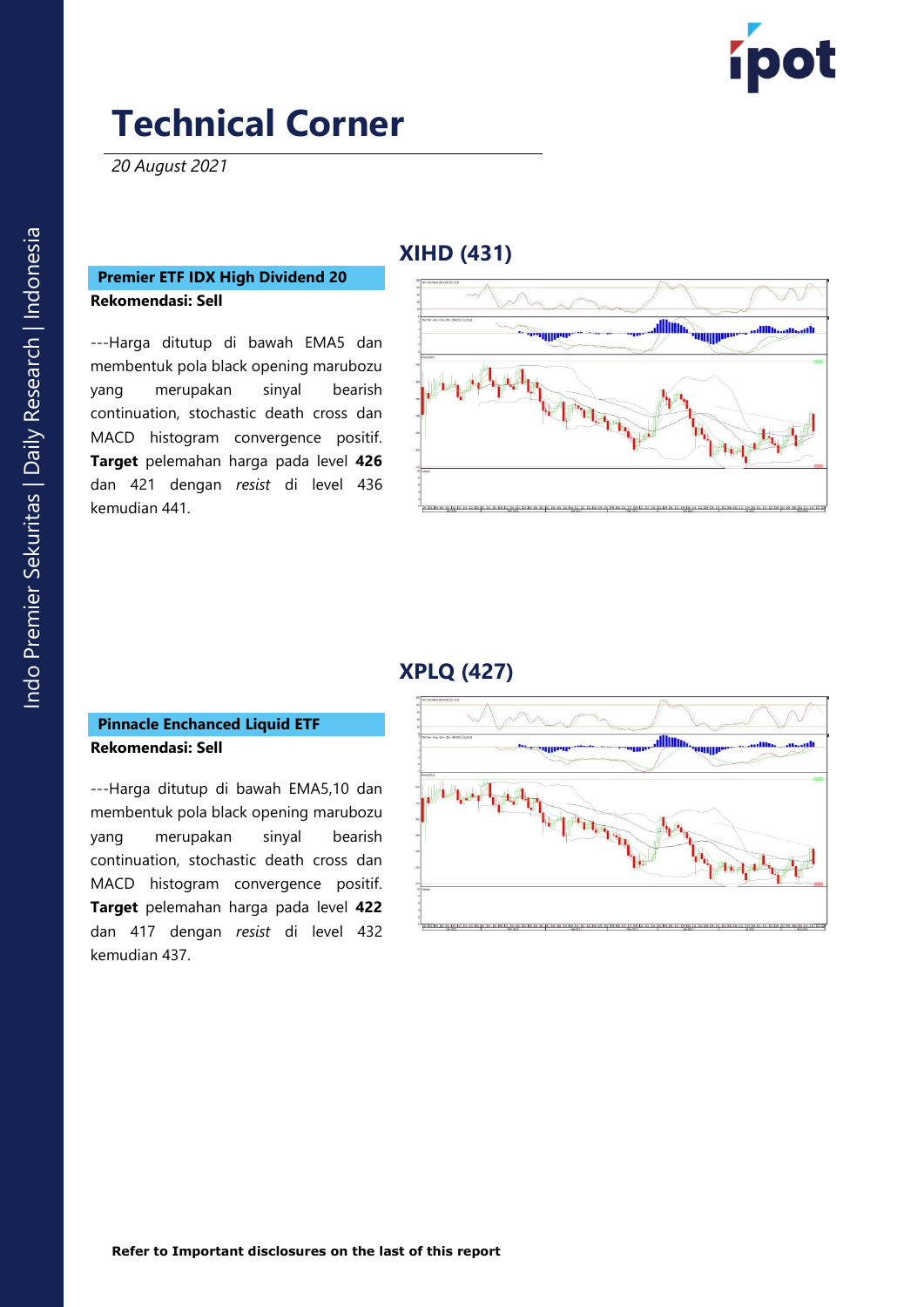# Technical Corner

*20 August 2021*

## XIHD (431)

**Premier ETF IDX High Dividend 20**

**Rekomendasi: Sell**

---Harga ditutup di bawah EMA5 dan membentuk pola black opening marubozu yang merupakan sinyal bearish continuation, stochastic death cross dan MACD histogram convergence positif. **Target** pelemahan harga pada level **426** dan 421 dengan *resist* di level 436 kemudian 441.

## XPLQ (427)

**Pinnacle Enchanced Liquid ETF**

**Rekomendasi: Sell**

---Harga ditutup di bawah EMA5,10 dan membentuk pola black opening marubozu yang merupakan sinyal bearish continuation, stochastic death cross dan MACD histogram convergence positif. **Target** pelemahan harga pada level **422** dan 417 dengan *resist* di level 432 kemudian 437.

**Refer to Important disclosures on the last of this report**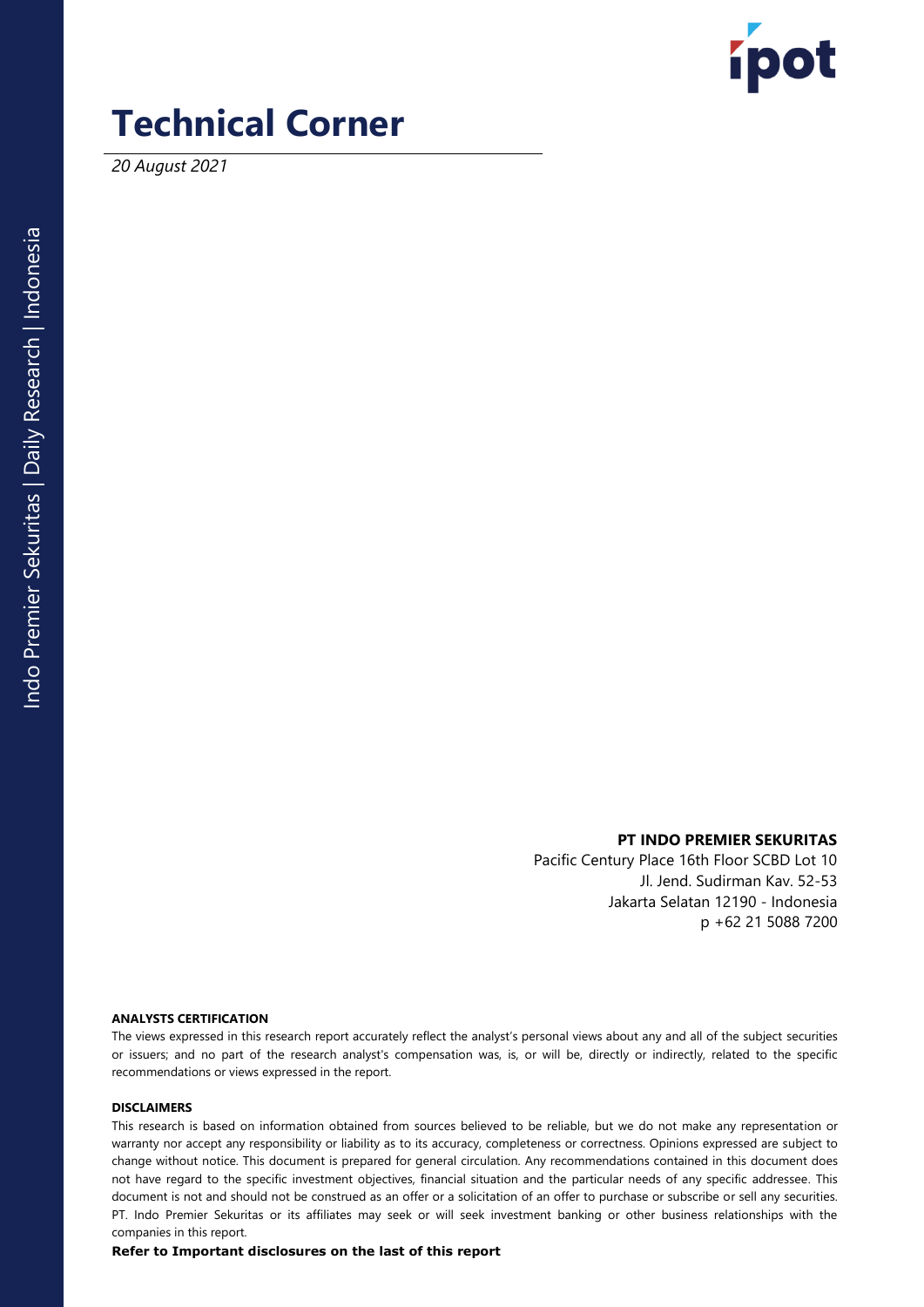# Technical Corner

*20 August 2021*

Indo Premier Sekuritas | Daily Research | Indonesia

**PT INDO PREMIER SEKURITAS**
Pacific Century Place 16th Floor SCBD Lot 10
Jl. Jend. Sudirman Kav. 52-53
Jakarta Selatan 12190 - Indonesia
p +62 21 5088 7200

**ANALYSTS CERTIFICATION**

The views expressed in this research report accurately reflect the analyst's personal views about any and all of the subject securities or issuers; and no part of the research analyst's compensation was, is, or will be, directly or indirectly, related to the specific recommendations or views expressed in the report.

**DISCLAIMERS**

This research is based on information obtained from sources believed to be reliable, but we do not make any representation or warranty nor accept any responsibility or liability as to its accuracy, completeness or correctness. Opinions expressed are subject to change without notice. This document is prepared for general circulation. Any recommendations contained in this document does not have regard to the specific investment objectives, financial situation and the particular needs of any specific addressee. This document is not and should not be construed as an offer or a solicitation of an offer to purchase or subscribe or sell any securities. PT. Indo Premier Sekuritas or its affiliates may seek or will seek investment banking or other business relationships with the companies in this report.

**Refer to Important disclosures on the last of this report**